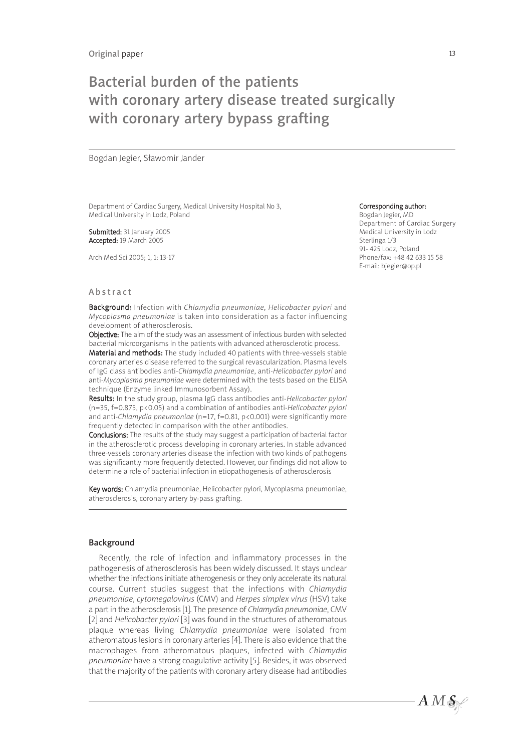Original paper

# Bacterial burden of the patients with coronary artery disease treated surgically with coronary artery bypass grafting

Bogdan Jegier, Sławomir Jander

Department of Cardiac Surgery, Medical University Hospital No 3, Medical University in Lodz, Poland

**Submitted:** 31 January 2005
**Accepted:** 19 March 2005

Arch Med Sci 2005; 1, 1: 13-17

**Corresponding author:**
Bogdan Jegier, MD
Department of Cardiac Surgery
Medical University in Lodz
Sterlinga 1/3
91- 425 Lodz, Poland
Phone/fax: +48 42 633 15 58
E-mail: bjegier@op.pl

## Abstract

**Background:** Infection with *Chlamydia pneumoniae*, *Helicobacter pylori* and *Mycoplasma pneumoniae* is taken into consideration as a factor influencing development of atherosclerosis.

**Objective:** The aim of the study was an assessment of infectious burden with selected bacterial microorganisms in the patients with advanced atherosclerotic process.

**Material and methods:** The study included 40 patients with three-vessels stable coronary arteries disease referred to the surgical revascularization. Plasma levels of IgG class antibodies anti-*Chlamydia pneumoniae*, anti-*Helicobacter pylori* and anti-*Mycoplasma pneumoniae* were determined with the tests based on the ELISA technique (Enzyme linked Immunosorbent Assay).

**Results:** In the study group, plasma IgG class antibodies anti-*Helicobacter pylori* ($n=35$, $f=0.875$, $p<0.05$) and a combination of antibodies anti-*Helicobacter pylori* and anti-*Chlamydia pneumoniae* ($n=17$, $f=0.81$, $p<0.001$) were significantly more frequently detected in comparison with the other antibodies.

**Conclusions:** The results of the study may suggest a participation of bacterial factor in the atherosclerotic process developing in coronary arteries. In stable advanced three-vessels coronary arteries disease the infection with two kinds of pathogens was significantly more frequently detected. However, our findings did not allow to determine a role of bacterial infection in etiopathogenesis of atherosclerosis

**Key words:** Chlamydia pneumoniae, Helicobacter pylori, Mycoplasma pneumoniae, atherosclerosis, coronary artery by-pass grafting.

## Background

Recently, the role of infection and inflammatory processes in the pathogenesis of atherosclerosis has been widely discussed. It stays unclear whether the infections initiate atherogenesis or they only accelerate its natural course. Current studies suggest that the infections with *Chlamydia pneumoniae*, *cytomegalovirus* (CMV) and *Herpes simplex virus* (HSV) take a part in the atherosclerosis [1]. The presence of *Chlamydia pneumoniae*, CMV [2] and *Helicobacter pylori* [3] was found in the structures of atheromatous plaque whereas living *Chlamydia pneumoniae* were isolated from atheromatous lesions in coronary arteries [4]. There is also evidence that the macrophages from atheromatous plaques, infected with *Chlamydia pneumoniae* have a strong coagulative activity [5]. Besides, it was observed that the majority of the patients with coronary artery disease had antibodies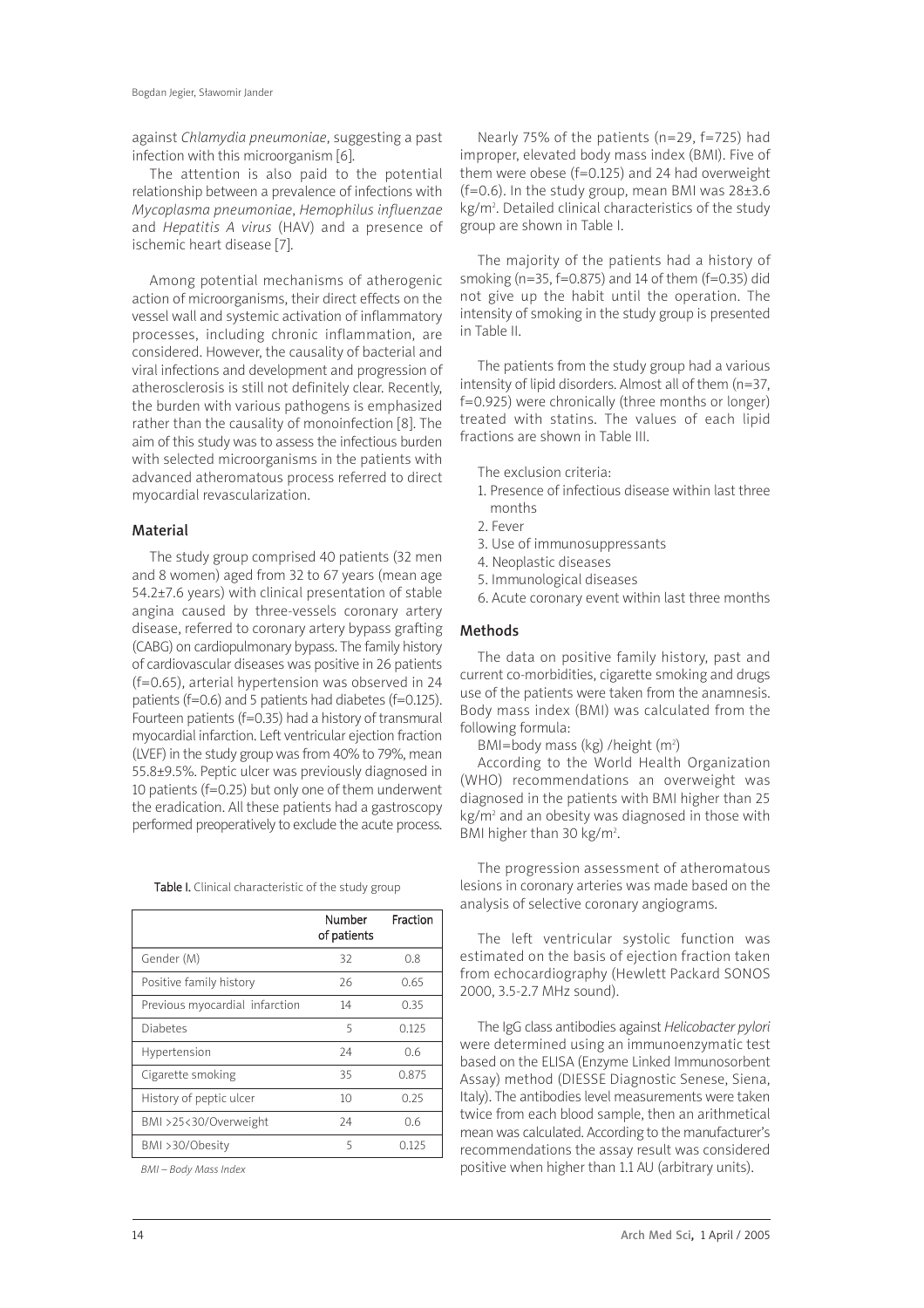against *Chlamydia pneumoniae*, suggesting a past infection with this microorganism [6].

The attention is also paid to the potential relationship between a prevalence of infections with *Mycoplasma pneumoniae*, *Hemophilus influenzae* and *Hepatitis A virus* (HAV) and a presence of ischemic heart disease [7].

Among potential mechanisms of atherogenic action of microorganisms, their direct effects on the vessel wall and systemic activation of inflammatory processes, including chronic inflammation, are considered. However, the causality of bacterial and viral infections and development and progression of atherosclerosis is still not definitely clear. Recently, the burden with various pathogens is emphasized rather than the causality of monoinfection [8]. The aim of this study was to assess the infectious burden with selected microorganisms in the patients with advanced atheromatous process referred to direct myocardial revascularization.

## Material

The study group comprised 40 patients (32 men and 8 women) aged from 32 to 67 years (mean age 54.2±7.6 years) with clinical presentation of stable angina caused by three-vessels coronary artery disease, referred to coronary artery bypass grafting (CABG) on cardiopulmonary bypass. The family history of cardiovascular diseases was positive in 26 patients (f=0.65), arterial hypertension was observed in 24 patients (f=0.6) and 5 patients had diabetes (f=0.125). Fourteen patients (f=0.35) had a history of transmural myocardial infarction. Left ventricular ejection fraction (LVEF) in the study group was from 40% to 79%, mean 55.8±9.5%. Peptic ulcer was previously diagnosed in 10 patients (f=0.25) but only one of them underwent the eradication. All these patients had a gastroscopy performed preoperatively to exclude the acute process.

**Table I.** Clinical characteristic of the study group

| | Number of patients | Fraction |
|---|---|---|
| Gender (M) | 32 | 0.8 |
| Positive family history | 26 | 0.65 |
| Previous myocardial infarction | 14 | 0.35 |
| Diabetes | 5 | 0.125 |
| Hypertension | 24 | 0.6 |
| Cigarette smoking | 35 | 0.875 |
| History of peptic ulcer | 10 | 0.25 |
| BMI >25<30/Overweight | 24 | 0.6 |
| BMI >30/Obesity | 5 | 0.125 |

*BMI – Body Mass Index*

Nearly 75% of the patients (n=29, f=725) had improper, elevated body mass index (BMI). Five of them were obese (f=0.125) and 24 had overweight (f=0.6). In the study group, mean BMI was 28±3.6 kg/m$^2$. Detailed clinical characteristics of the study group are shown in Table I.

The majority of the patients had a history of smoking (n=35, f=0.875) and 14 of them (f=0.35) did not give up the habit until the operation. The intensity of smoking in the study group is presented in Table II.

The patients from the study group had a various intensity of lipid disorders. Almost all of them (n=37, f=0.925) were chronically (three months or longer) treated with statins. The values of each lipid fractions are shown in Table III.

The exclusion criteria:

1. Presence of infectious disease within last three months
2. Fever
3. Use of immunosuppressants
4. Neoplastic diseases
5. Immunological diseases
6. Acute coronary event within last three months

## Methods

The data on positive family history, past and current co-morbidities, cigarette smoking and drugs use of the patients were taken from the anamnesis. Body mass index (BMI) was calculated from the following formula:

BMI=body mass (kg) /height (m$^2$)

According to the World Health Organization (WHO) recommendations an overweight was diagnosed in the patients with BMI higher than 25 kg/m$^2$ and an obesity was diagnosed in those with BMI higher than 30 kg/m$^2$.

The progression assessment of atheromatous lesions in coronary arteries was made based on the analysis of selective coronary angiograms.

The left ventricular systolic function was estimated on the basis of ejection fraction taken from echocardiography (Hewlett Packard SONOS 2000, 3.5-2.7 MHz sound).

The IgG class antibodies against *Helicobacter pylori* were determined using an immunoenzymatic test based on the ELISA (Enzyme Linked Immunosorbent Assay) method (DIESSE Diagnostic Senese, Siena, Italy). The antibodies level measurements were taken twice from each blood sample, then an arithmetical mean was calculated. According to the manufacturer's recommendations the assay result was considered positive when higher than 1.1 AU (arbitrary units).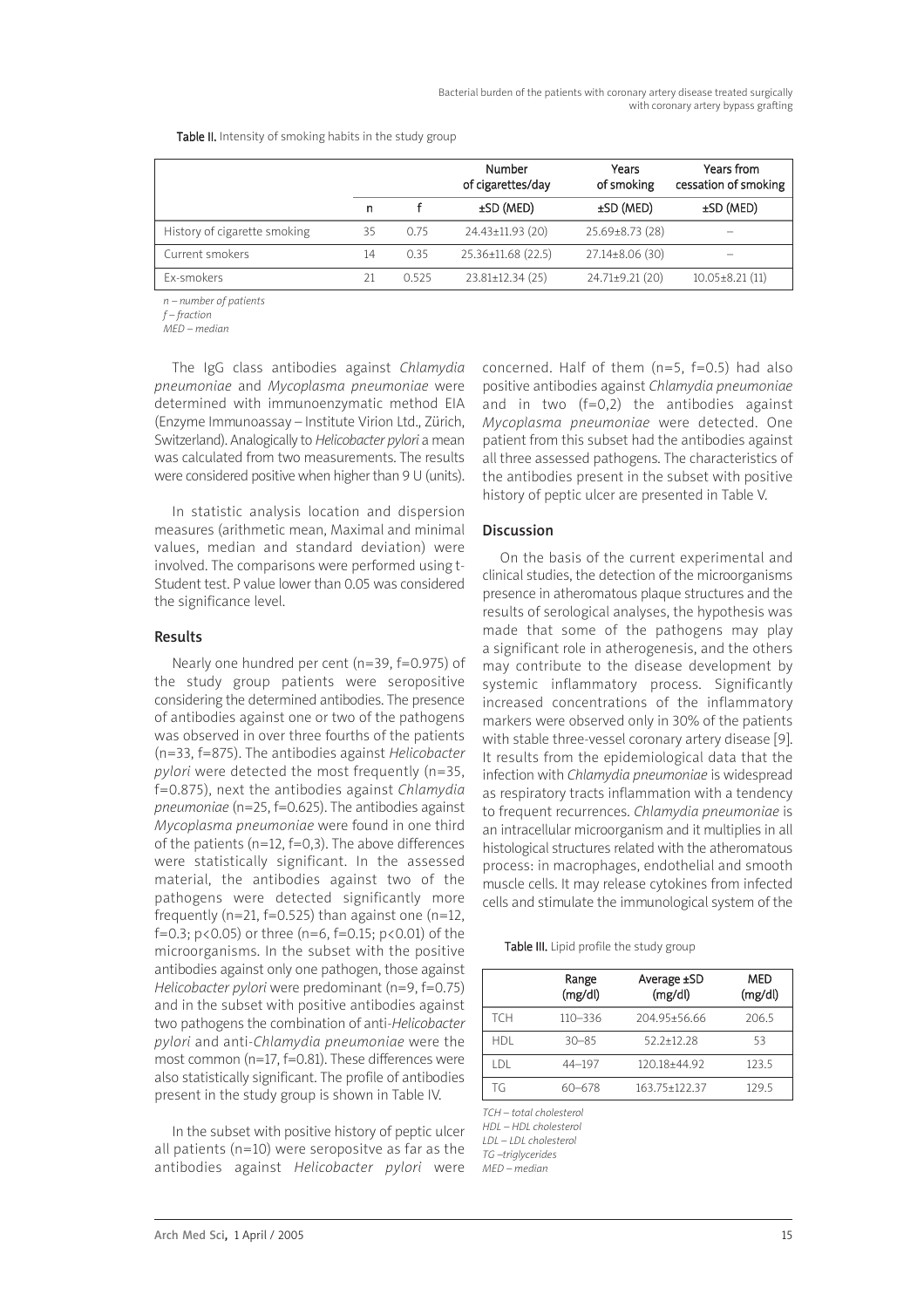Table II. Intensity of smoking habits in the study group

| | | | Number of cigarettes/day | Years of smoking | Years from cessation of smoking |
|---|---|---|---|---|---|
| | n | f | ±SD (MED) | ±SD (MED) | ±SD (MED) |
| History of cigarette smoking | 35 | 0.75 | 24.43±11.93 (20) | 25.69±8.73 (28) | – |
| Current smokers | 14 | 0.35 | 25.36±11.68 (22.5) | 27.14±8.06 (30) | – |
| Ex-smokers | 21 | 0.525 | 23.81±12.34 (25) | 24.71±9.21 (20) | 10.05±8.21 (11) |

*n – number of patients*
*f – fraction*
*MED – median*

The IgG class antibodies against *Chlamydia pneumoniae* and *Mycoplasma pneumoniae* were determined with immunoenzymatic method EIA (Enzyme Immunoassay – Institute Virion Ltd., Zürich, Switzerland). Analogically to *Helicobacter pylori* a mean was calculated from two measurements. The results were considered positive when higher than 9 U (units).

In statistic analysis location and dispersion measures (arithmetic mean, Maximal and minimal values, median and standard deviation) were involved. The comparisons were performed using t-Student test. P value lower than 0.05 was considered the significance level.

## Results

Nearly one hundred per cent (n=39, f=0.975) of the study group patients were seropositive considering the determined antibodies. The presence of antibodies against one or two of the pathogens was observed in over three fourths of the patients (n=33, f=875). The antibodies against *Helicobacter pylori* were detected the most frequently (n=35, f=0.875), next the antibodies against *Chlamydia pneumoniae* (n=25, f=0.625). The antibodies against *Mycoplasma pneumoniae* were found in one third of the patients (n=12, f=0,3). The above differences were statistically significant. In the assessed material, the antibodies against two of the pathogens were detected significantly more frequently (n=21, f=0.525) than against one (n=12, f=0.3; $p<0.05$) or three (n=6, f=0.15; $p<0.01$) of the microorganisms. In the subset with the positive antibodies against only one pathogen, those against *Helicobacter pylori* were predominant (n=9, f=0.75) and in the subset with positive antibodies against two pathogens the combination of anti-*Helicobacter pylori* and anti-*Chlamydia pneumoniae* were the most common (n=17, f=0.81). These differences were also statistically significant. The profile of antibodies present in the study group is shown in Table IV.

In the subset with positive history of peptic ulcer all patients (n=10) were seropositve as far as the antibodies against *Helicobacter pylori* were concerned. Half of them (n=5, f=0.5) had also positive antibodies against *Chlamydia pneumoniae* and in two (f=0,2) the antibodies against *Mycoplasma pneumoniae* were detected. One patient from this subset had the antibodies against all three assessed pathogens. The characteristics of the antibodies present in the subset with positive history of peptic ulcer are presented in Table V.

## Discussion

On the basis of the current experimental and clinical studies, the detection of the microorganisms presence in atheromatous plaque structures and the results of serological analyses, the hypothesis was made that some of the pathogens may play a significant role in atherogenesis, and the others may contribute to the disease development by systemic inflammatory process. Significantly increased concentrations of the inflammatory markers were observed only in 30% of the patients with stable three-vessel coronary artery disease [9]. It results from the epidemiological data that the infection with *Chlamydia pneumoniae* is widespread as respiratory tracts inflammation with a tendency to frequent recurrences. *Chlamydia pneumoniae* is an intracellular microorganism and it multiplies in all histological structures related with the atheromatous process: in macrophages, endothelial and smooth muscle cells. It may release cytokines from infected cells and stimulate the immunological system of the

Table III. Lipid profile the study group

| | Range (mg/dl) | Average ±SD (mg/dl) | MED (mg/dl) |
|---|---|---|---|
| TCH | 110–336 | 204.95±56.66 | 206.5 |
| HDL | 30–85 | 52.2±12.28 | 53 |
| LDL | 44–197 | 120.18±44.92 | 123.5 |
| TG | 60–678 | 163.75±122.37 | 129.5 |

*TCH – total cholesterol*
*HDL – HDL cholesterol*
*LDL – LDL cholesterol*
*TG –triglycerides*
*MED – median*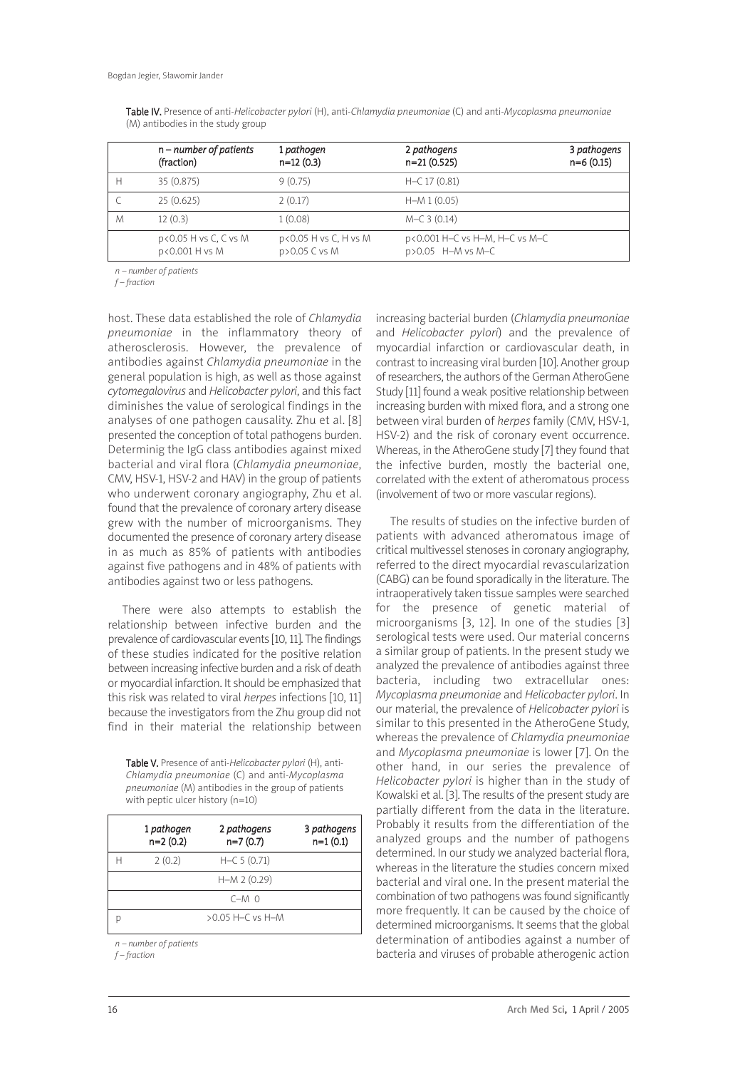Table IV. Presence of anti-*Helicobacter pylori* (H), anti-*Chlamydia pneumoniae* (C) and anti-*Mycoplasma pneumoniae* (M) antibodies in the study group

| | *n – number of patients* (fraction) | *1 pathogen* n=12 (0.3) | *2 pathogens* n=21 (0.525) | *3 pathogens* n=6 (0.15) |
|---|---|---|---|---|
| H | 35 (0.875) | 9 (0.75) | H–C 17 (0.81) | |
| C | 25 (0.625) | 2 (0.17) | H–M 1 (0.05) | |
| M | 12 (0.3) | 1 (0.08) | M–C 3 (0.14) | |
| | $p<0.05$ H vs C, C vs M $p<0.001$ H vs M | $p<0.05$ H vs C, H vs M $p>0.05$ C vs M | $p<0.001$ H–C vs H–M, H–C vs M–C $p>0.05$ H–M vs M–C | |

*n – number of patients*

*f – fraction*

host. These data established the role of *Chlamydia pneumoniae* in the inflammatory theory of atherosclerosis. However, the prevalence of antibodies against *Chlamydia pneumoniae* in the general population is high, as well as those against *cytomegalovirus* and *Helicobacter pylori*, and this fact diminishes the value of serological findings in the analyses of one pathogen causality. Zhu et al. [8] presented the conception of total pathogens burden. Determinig the IgG class antibodies against mixed bacterial and viral flora (*Chlamydia pneumoniae*, CMV, HSV-1, HSV-2 and HAV) in the group of patients who underwent coronary angiography, Zhu et al. found that the prevalence of coronary artery disease grew with the number of microorganisms. They documented the presence of coronary artery disease in as much as 85% of patients with antibodies against five pathogens and in 48% of patients with antibodies against two or less pathogens.

There were also attempts to establish the relationship between infective burden and the prevalence of cardiovascular events [10, 11]. The findings of these studies indicated for the positive relation between increasing infective burden and a risk of death or myocardial infarction. It should be emphasized that this risk was related to viral *herpes* infections [10, 11] because the investigators from the Zhu group did not find in their material the relationship between increasing bacterial burden (*Chlamydia pneumoniae* and *Helicobacter pylori*) and the prevalence of myocardial infarction or cardiovascular death, in contrast to increasing viral burden [10]. Another group of researchers, the authors of the German AtheroGene Study [11] found a weak positive relationship between increasing burden with mixed flora, and a strong one between viral burden of *herpes* family (CMV, HSV-1, HSV-2) and the risk of coronary event occurrence. Whereas, in the AtheroGene study [7] they found that the infective burden, mostly the bacterial one, correlated with the extent of atheromatous process (involvement of two or more vascular regions).

Table V. Presence of anti-*Helicobacter pylori* (H), anti-*Chlamydia pneumoniae* (C) and anti-*Mycoplasma pneumoniae* (M) antibodies in the group of patients with peptic ulcer history (n=10)

| | *1 pathogen* n=2 (0.2) | *2 pathogens* n=7 (0.7) | *3 pathogens* n=1 (0.1) |
|---|---|---|---|
| H | 2 (0.2) | H–C 5 (0.71) | |
| | | H–M 2 (0.29) | |
| | | C–M 0 | |
| p | | >0.05 H–C vs H–M | |

*n – number of patients*

*f – fraction*

The results of studies on the infective burden of patients with advanced atheromatous image of critical multivessel stenoses in coronary angiography, referred to the direct myocardial revascularization (CABG) can be found sporadically in the literature. The intraoperatively taken tissue samples were searched for the presence of genetic material of microorganisms [3, 12]. In one of the studies [3] serological tests were used. Our material concerns a similar group of patients. In the present study we analyzed the prevalence of antibodies against three bacteria, including two extracellular ones: *Mycoplasma pneumoniae* and *Helicobacter pylori*. In our material, the prevalence of *Helicobacter pylori* is similar to this presented in the AtheroGene Study, whereas the prevalence of *Chlamydia pneumoniae* and *Mycoplasma pneumoniae* is lower [7]. On the other hand, in our series the prevalence of *Helicobacter pylori* is higher than in the study of Kowalski et al. [3]. The results of the present study are partially different from the data in the literature. Probably it results from the differentiation of the analyzed groups and the number of pathogens determined. In our study we analyzed bacterial flora, whereas in the literature the studies concern mixed bacterial and viral one. In the present material the combination of two pathogens was found significantly more frequently. It can be caused by the choice of determined microorganisms. It seems that the global determination of antibodies against a number of bacteria and viruses of probable atherogenic action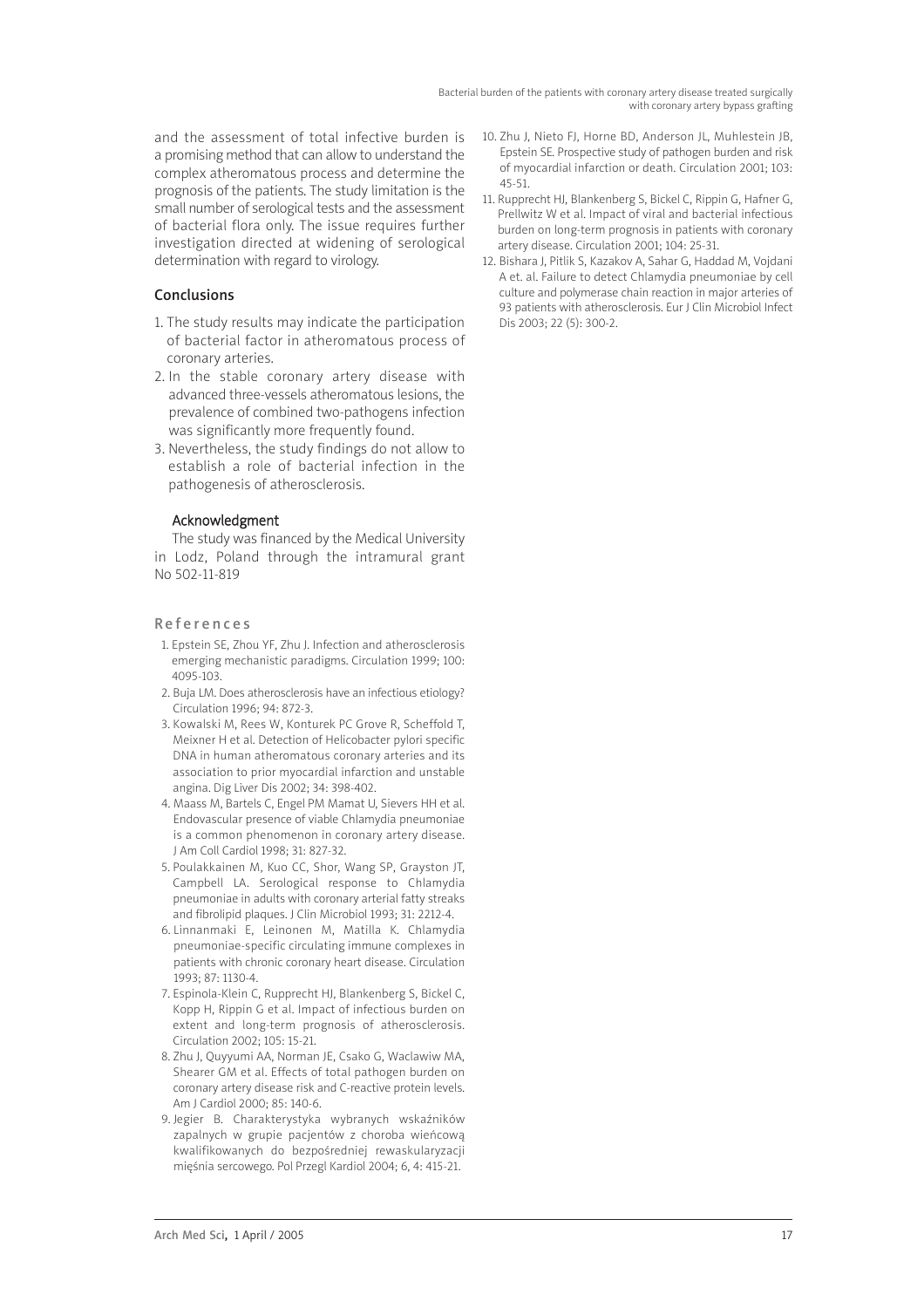and the assessment of total infective burden is a promising method that can allow to understand the complex atheromatous process and determine the prognosis of the patients. The study limitation is the small number of serological tests and the assessment of bacterial flora only. The issue requires further investigation directed at widening of serological determination with regard to virology.

## Conclusions

1. The study results may indicate the participation of bacterial factor in atheromatous process of coronary arteries.
2. In the stable coronary artery disease with advanced three-vessels atheromatous lesions, the prevalence of combined two-pathogens infection was significantly more frequently found.
3. Nevertheless, the study findings do not allow to establish a role of bacterial infection in the pathogenesis of atherosclerosis.

### Acknowledgment

The study was financed by the Medical University in Lodz, Poland through the intramural grant No 502-11-819

## References

1. Epstein SE, Zhou YF, Zhu J. Infection and atherosclerosis emerging mechanistic paradigms. Circulation 1999; 100: 4095-103.
2. Buja LM. Does atherosclerosis have an infectious etiology? Circulation 1996; 94: 872-3.
3. Kowalski M, Rees W, Konturek PC Grove R, Scheffold T, Meixner H et al. Detection of Helicobacter pylori specific DNA in human atheromatous coronary arteries and its association to prior myocardial infarction and unstable angina. Dig Liver Dis 2002; 34: 398-402.
4. Maass M, Bartels C, Engel PM Mamat U, Sievers HH et al. Endovascular presence of viable Chlamydia pneumoniae is a common phenomenon in coronary artery disease. J Am Coll Cardiol 1998; 31: 827-32.
5. Poulakkainen M, Kuo CC, Shor, Wang SP, Grayston JT, Campbell LA. Serological response to Chlamydia pneumoniae in adults with coronary arterial fatty streaks and fibrolipid plaques. J Clin Microbiol 1993; 31: 2212-4.
6. Linnanmaki E, Leinonen M, Matilla K. Chlamydia pneumoniae-specific circulating immune complexes in patients with chronic coronary heart disease. Circulation 1993; 87: 1130-4.
7. Espinola-Klein C, Rupprecht HJ, Blankenberg S, Bickel C, Kopp H, Rippin G et al. Impact of infectious burden on extent and long-term prognosis of atherosclerosis. Circulation 2002; 105: 15-21.
8. Zhu J, Quyyumi AA, Norman JE, Csako G, Waclawiw MA, Shearer GM et al. Effects of total pathogen burden on coronary artery disease risk and C-reactive protein levels. Am J Cardiol 2000; 85: 140-6.
9. Jegier B. Charakterystyka wybranych wskaźników zapalnych w grupie pacjentów z choroba wieńcową kwalifikowanych do bezpośredniej rewaskularyzacji mięśnia sercowego. Pol Przegl Kardiol 2004; 6, 4: 415-21.
10. Zhu J, Nieto FJ, Horne BD, Anderson JL, Muhlestein JB, Epstein SE. Prospective study of pathogen burden and risk of myocardial infarction or death. Circulation 2001; 103: 45-51.
11. Rupprecht HJ, Blankenberg S, Bickel C, Rippin G, Hafner G, Prellwitz W et al. Impact of viral and bacterial infectious burden on long-term prognosis in patients with coronary artery disease. Circulation 2001; 104: 25-31.
12. Bishara J, Pitlik S, Kazakov A, Sahar G, Haddad M, Vojdani A et. al. Failure to detect Chlamydia pneumoniae by cell culture and polymerase chain reaction in major arteries of 93 patients with atherosclerosis. Eur J Clin Microbiol Infect Dis 2003; 22 (5): 300-2.